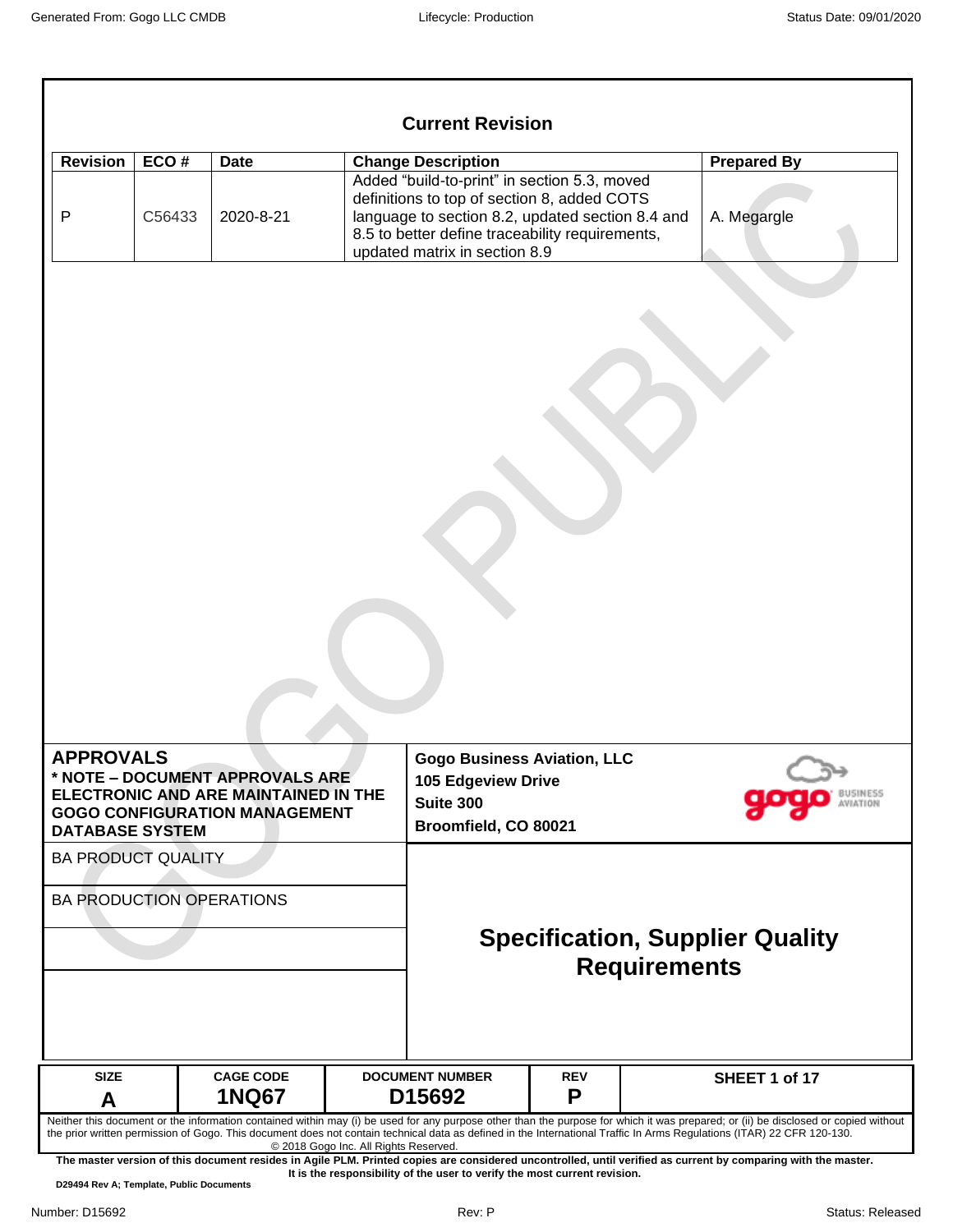## Current Revision

| Revision | ECO # | Date | Change Description | Prepared By |
|---|---|---|---|---|
| P | C56433 | 2020-8-21 | Added "build-to-print" in section 5.3, moved definitions to top of section 8, added COTS language to section 8.2, updated section 8.4 and 8.5 to better define traceability requirements, updated matrix in section 8.9 | A. Megargle |

**APPROVALS**
**\* NOTE – DOCUMENT APPROVALS ARE ELECTRONIC AND ARE MAINTAINED IN THE GOGO CONFIGURATION MANAGEMENT DATABASE SYSTEM**

BA PRODUCT QUALITY

BA PRODUCTION OPERATIONS

**Gogo Business Aviation, LLC**
**105 Edgeview Drive**
**Suite 300**
**Broomfield, CO 80021**

# Specification, Supplier Quality Requirements

| SIZE | CAGE CODE | DOCUMENT NUMBER | REV | SHEET 1 of 17 |
|---|---|---|---|---|
| A | 1NQ67 | D15692 | P | |

Neither this document or the information contained within may (i) be used for any purpose other than the purpose for which it was prepared; or (ii) be disclosed or copied without the prior written permission of Gogo. This document does not contain technical data as defined in the International Traffic In Arms Regulations (ITAR) 22 CFR 120-130.
© 2018 Gogo Inc. All Rights Reserved.

**The master version of this document resides in Agile PLM. Printed copies are considered uncontrolled, until verified as current by comparing with the master. It is the responsibility of the user to verify the most current revision.**

**D29494 Rev A; Template, Public Documents**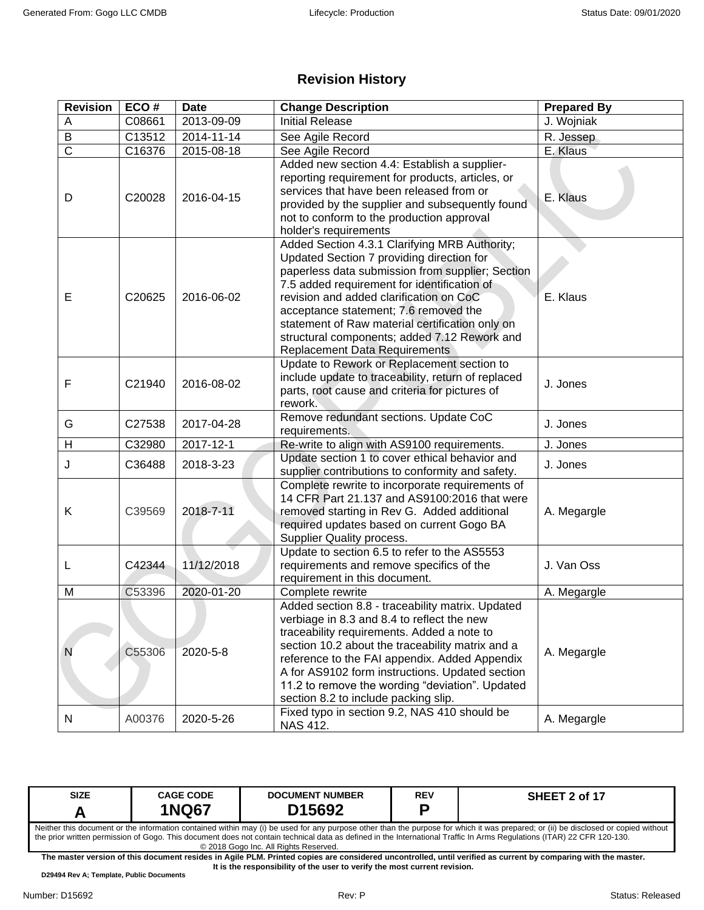# Revision History

| Revision | ECO # | Date | Change Description | Prepared By |
|---|---|---|---|---|
| A | C08661 | 2013-09-09 | Initial Release | J. Wojniak |
| B | C13512 | 2014-11-14 | See Agile Record | R. Jessep |
| C | C16376 | 2015-08-18 | See Agile Record | E. Klaus |
| D | C20028 | 2016-04-15 | Added new section 4.4: Establish a supplier-reporting requirement for products, articles, or services that have been released from or provided by the supplier and subsequently found not to conform to the production approval holder's requirements | E. Klaus |
| E | C20625 | 2016-06-02 | Added Section 4.3.1 Clarifying MRB Authority; Updated Section 7 providing direction for paperless data submission from supplier; Section 7.5 added requirement for identification of revision and added clarification on CoC acceptance statement; 7.6 removed the statement of Raw material certification only on structural components; added 7.12 Rework and Replacement Data Requirements | E. Klaus |
| F | C21940 | 2016-08-02 | Update to Rework or Replacement section to include update to traceability, return of replaced parts, root cause and criteria for pictures of rework. | J. Jones |
| G | C27538 | 2017-04-28 | Remove redundant sections. Update CoC requirements. | J. Jones |
| H | C32980 | 2017-12-1 | Re-write to align with AS9100 requirements. | J. Jones |
| J | C36488 | 2018-3-23 | Update section 1 to cover ethical behavior and supplier contributions to conformity and safety. | J. Jones |
| K | C39569 | 2018-7-11 | Complete rewrite to incorporate requirements of 14 CFR Part 21.137 and AS9100:2016 that were removed starting in Rev G. Added additional required updates based on current Gogo BA Supplier Quality process. | A. Megargle |
| L | C42344 | 11/12/2018 | Update to section 6.5 to refer to the AS5553 requirements and remove specifics of the requirement in this document. | J. Van Oss |
| M | C53396 | 2020-01-20 | Complete rewrite | A. Megargle |
| N | C55306 | 2020-5-8 | Added section 8.8 - traceability matrix. Updated verbiage in 8.3 and 8.4 to reflect the new traceability requirements. Added a note to section 10.2 about the traceability matrix and a reference to the FAI appendix. Added Appendix A for AS9102 form instructions. Updated section 11.2 to remove the wording "deviation". Updated section 8.2 to include packing slip. | A. Megargle |
| N | A00376 | 2020-5-26 | Fixed typo in section 9.2, NAS 410 should be NAS 412. | A. Megargle |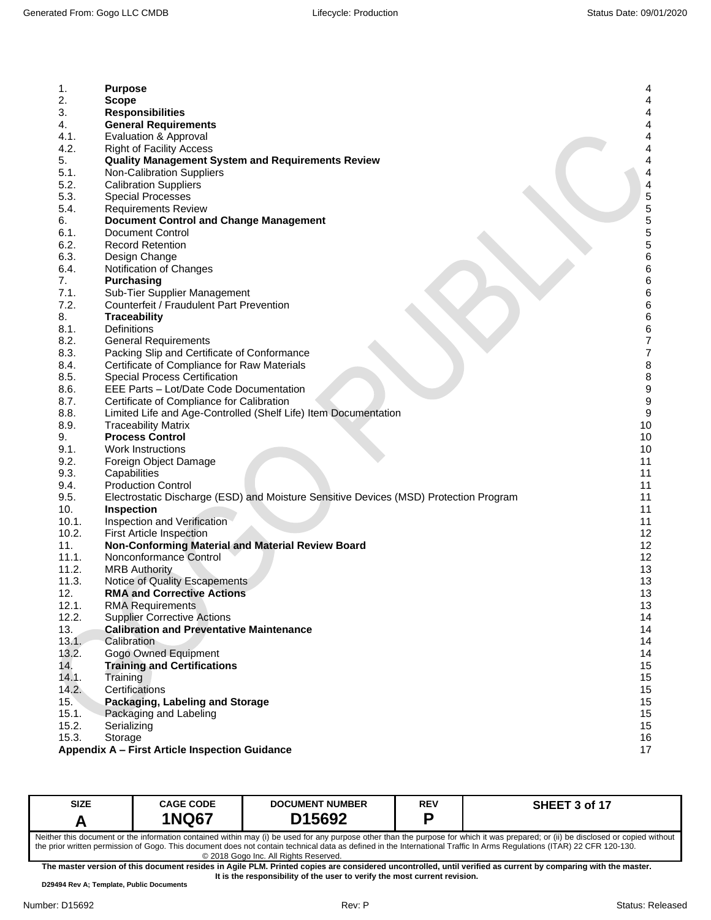| | | |
|---|---|---|
| 1. | **Purpose** | 4 |
| 2. | **Scope** | 4 |
| 3. | **Responsibilities** | 4 |
| 4. | **General Requirements** | 4 |
| 4.1. | Evaluation & Approval | 4 |
| 4.2. | Right of Facility Access | 4 |
| 5. | **Quality Management System and Requirements Review** | 4 |
| 5.1. | Non-Calibration Suppliers | 4 |
| 5.2. | Calibration Suppliers | 4 |
| 5.3. | Special Processes | 5 |
| 5.4. | Requirements Review | 5 |
| 6. | **Document Control and Change Management** | 5 |
| 6.1. | Document Control | 5 |
| 6.2. | Record Retention | 5 |
| 6.3. | Design Change | 6 |
| 6.4. | Notification of Changes | 6 |
| 7. | **Purchasing** | 6 |
| 7.1. | Sub-Tier Supplier Management | 6 |
| 7.2. | Counterfeit / Fraudulent Part Prevention | 6 |
| 8. | **Traceability** | 6 |
| 8.1. | Definitions | 6 |
| 8.2. | General Requirements | 7 |
| 8.3. | Packing Slip and Certificate of Conformance | 7 |
| 8.4. | Certificate of Compliance for Raw Materials | 8 |
| 8.5. | Special Process Certification | 8 |
| 8.6. | EEE Parts – Lot/Date Code Documentation | 9 |
| 8.7. | Certificate of Compliance for Calibration | 9 |
| 8.8. | Limited Life and Age-Controlled (Shelf Life) Item Documentation | 9 |
| 8.9. | Traceability Matrix | 10 |
| 9. | **Process Control** | 10 |
| 9.1. | Work Instructions | 10 |
| 9.2. | Foreign Object Damage | 11 |
| 9.3. | Capabilities | 11 |
| 9.4. | Production Control | 11 |
| 9.5. | Electrostatic Discharge (ESD) and Moisture Sensitive Devices (MSD) Protection Program | 11 |
| 10. | **Inspection** | 11 |
| 10.1. | Inspection and Verification | 11 |
| 10.2. | First Article Inspection | 12 |
| 11. | **Non-Conforming Material and Material Review Board** | 12 |
| 11.1. | Nonconformance Control | 12 |
| 11.2. | MRB Authority | 13 |
| 11.3. | Notice of Quality Escapements | 13 |
| 12. | **RMA and Corrective Actions** | 13 |
| 12.1. | RMA Requirements | 13 |
| 12.2. | Supplier Corrective Actions | 14 |
| 13. | **Calibration and Preventative Maintenance** | 14 |
| 13.1. | Calibration | 14 |
| 13.2. | Gogo Owned Equipment | 14 |
| 14. | **Training and Certifications** | 15 |
| 14.1. | Training | 15 |
| 14.2. | Certifications | 15 |
| 15. | **Packaging, Labeling and Storage** | 15 |
| 15.1. | Packaging and Labeling | 15 |
| 15.2. | Serializing | 15 |
| 15.3. | Storage | 16 |
| | **Appendix A – First Article Inspection Guidance** | 17 |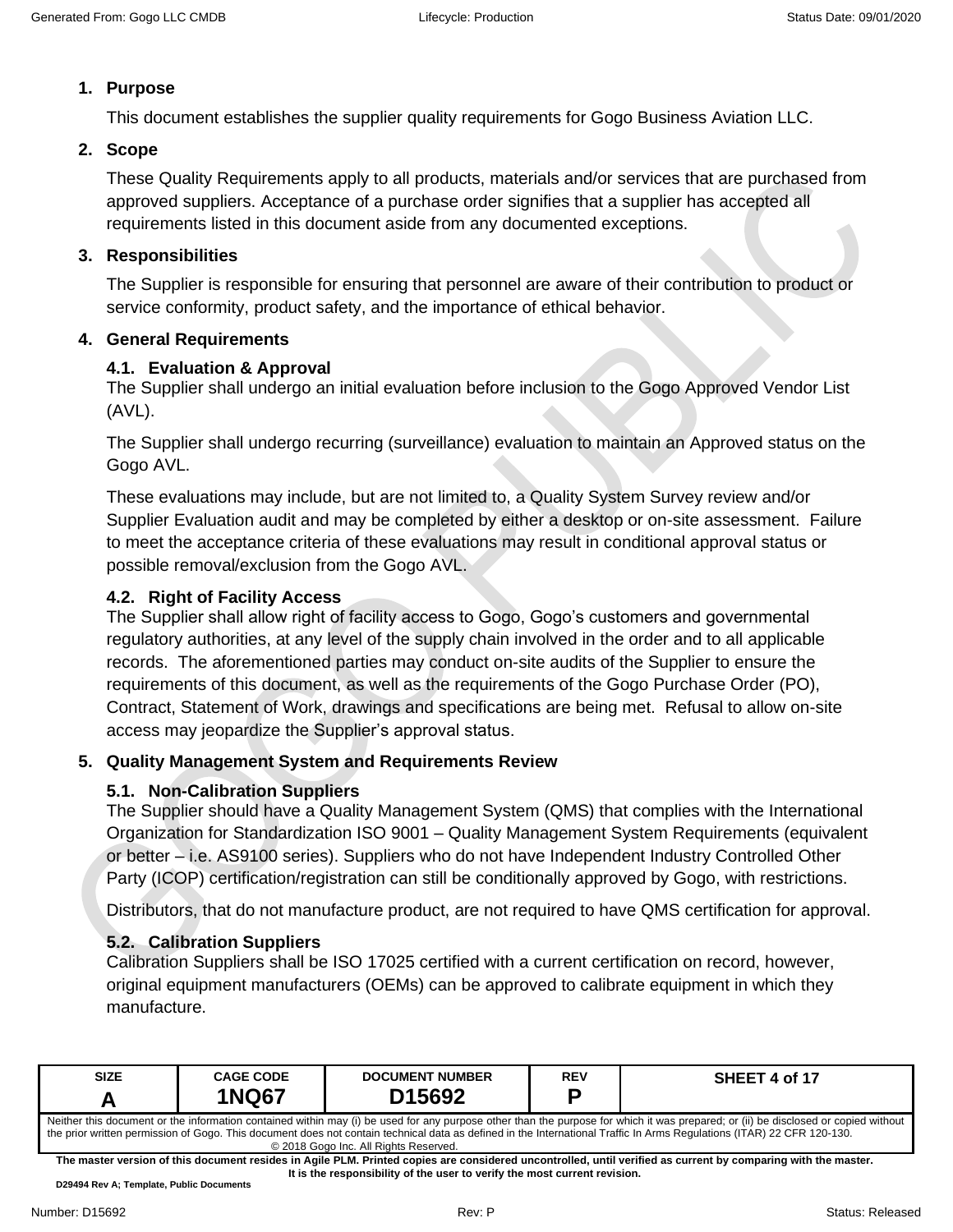## 1. Purpose

This document establishes the supplier quality requirements for Gogo Business Aviation LLC.

## 2. Scope

These Quality Requirements apply to all products, materials and/or services that are purchased from approved suppliers. Acceptance of a purchase order signifies that a supplier has accepted all requirements listed in this document aside from any documented exceptions.

## 3. Responsibilities

The Supplier is responsible for ensuring that personnel are aware of their contribution to product or service conformity, product safety, and the importance of ethical behavior.

## 4. General Requirements

### 4.1. Evaluation & Approval

The Supplier shall undergo an initial evaluation before inclusion to the Gogo Approved Vendor List (AVL).

The Supplier shall undergo recurring (surveillance) evaluation to maintain an Approved status on the Gogo AVL.

These evaluations may include, but are not limited to, a Quality System Survey review and/or Supplier Evaluation audit and may be completed by either a desktop or on-site assessment. Failure to meet the acceptance criteria of these evaluations may result in conditional approval status or possible removal/exclusion from the Gogo AVL.

### 4.2. Right of Facility Access

The Supplier shall allow right of facility access to Gogo, Gogo's customers and governmental regulatory authorities, at any level of the supply chain involved in the order and to all applicable records. The aforementioned parties may conduct on-site audits of the Supplier to ensure the requirements of this document, as well as the requirements of the Gogo Purchase Order (PO), Contract, Statement of Work, drawings and specifications are being met. Refusal to allow on-site access may jeopardize the Supplier's approval status.

## 5. Quality Management System and Requirements Review

### 5.1. Non-Calibration Suppliers

The Supplier should have a Quality Management System (QMS) that complies with the International Organization for Standardization ISO 9001 – Quality Management System Requirements (equivalent or better – i.e. AS9100 series). Suppliers who do not have Independent Industry Controlled Other Party (ICOP) certification/registration can still be conditionally approved by Gogo, with restrictions.

Distributors, that do not manufacture product, are not required to have QMS certification for approval.

### 5.2. Calibration Suppliers

Calibration Suppliers shall be ISO 17025 certified with a current certification on record, however, original equipment manufacturers (OEMs) can be approved to calibrate equipment in which they manufacture.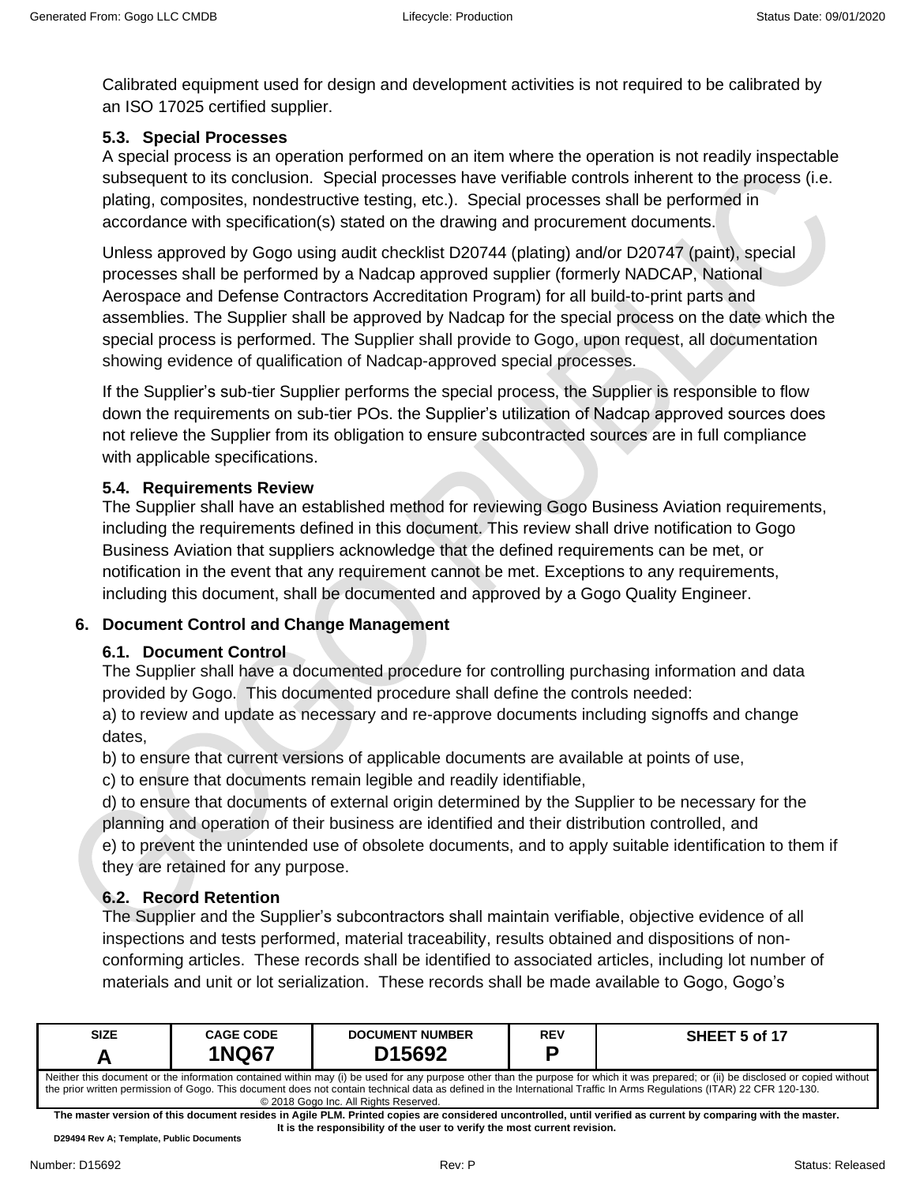Calibrated equipment used for design and development activities is not required to be calibrated by an ISO 17025 certified supplier.

### 5.3. Special Processes

A special process is an operation performed on an item where the operation is not readily inspectable subsequent to its conclusion. Special processes have verifiable controls inherent to the process (i.e. plating, composites, nondestructive testing, etc.). Special processes shall be performed in accordance with specification(s) stated on the drawing and procurement documents.

Unless approved by Gogo using audit checklist D20744 (plating) and/or D20747 (paint), special processes shall be performed by a Nadcap approved supplier (formerly NADCAP, National Aerospace and Defense Contractors Accreditation Program) for all build-to-print parts and assemblies. The Supplier shall be approved by Nadcap for the special process on the date which the special process is performed. The Supplier shall provide to Gogo, upon request, all documentation showing evidence of qualification of Nadcap-approved special processes.

If the Supplier's sub-tier Supplier performs the special process, the Supplier is responsible to flow down the requirements on sub-tier POs. the Supplier's utilization of Nadcap approved sources does not relieve the Supplier from its obligation to ensure subcontracted sources are in full compliance with applicable specifications.

### 5.4. Requirements Review

The Supplier shall have an established method for reviewing Gogo Business Aviation requirements, including the requirements defined in this document. This review shall drive notification to Gogo Business Aviation that suppliers acknowledge that the defined requirements can be met, or notification in the event that any requirement cannot be met. Exceptions to any requirements, including this document, shall be documented and approved by a Gogo Quality Engineer.

## 6. Document Control and Change Management

### 6.1. Document Control

The Supplier shall have a documented procedure for controlling purchasing information and data provided by Gogo. This documented procedure shall define the controls needed:

a) to review and update as necessary and re-approve documents including signoffs and change dates,

b) to ensure that current versions of applicable documents are available at points of use,

c) to ensure that documents remain legible and readily identifiable,

d) to ensure that documents of external origin determined by the Supplier to be necessary for the planning and operation of their business are identified and their distribution controlled, and

e) to prevent the unintended use of obsolete documents, and to apply suitable identification to them if they are retained for any purpose.

### 6.2. Record Retention

The Supplier and the Supplier's subcontractors shall maintain verifiable, objective evidence of all inspections and tests performed, material traceability, results obtained and dispositions of non-conforming articles. These records shall be identified to associated articles, including lot number of materials and unit or lot serialization. These records shall be made available to Gogo, Gogo's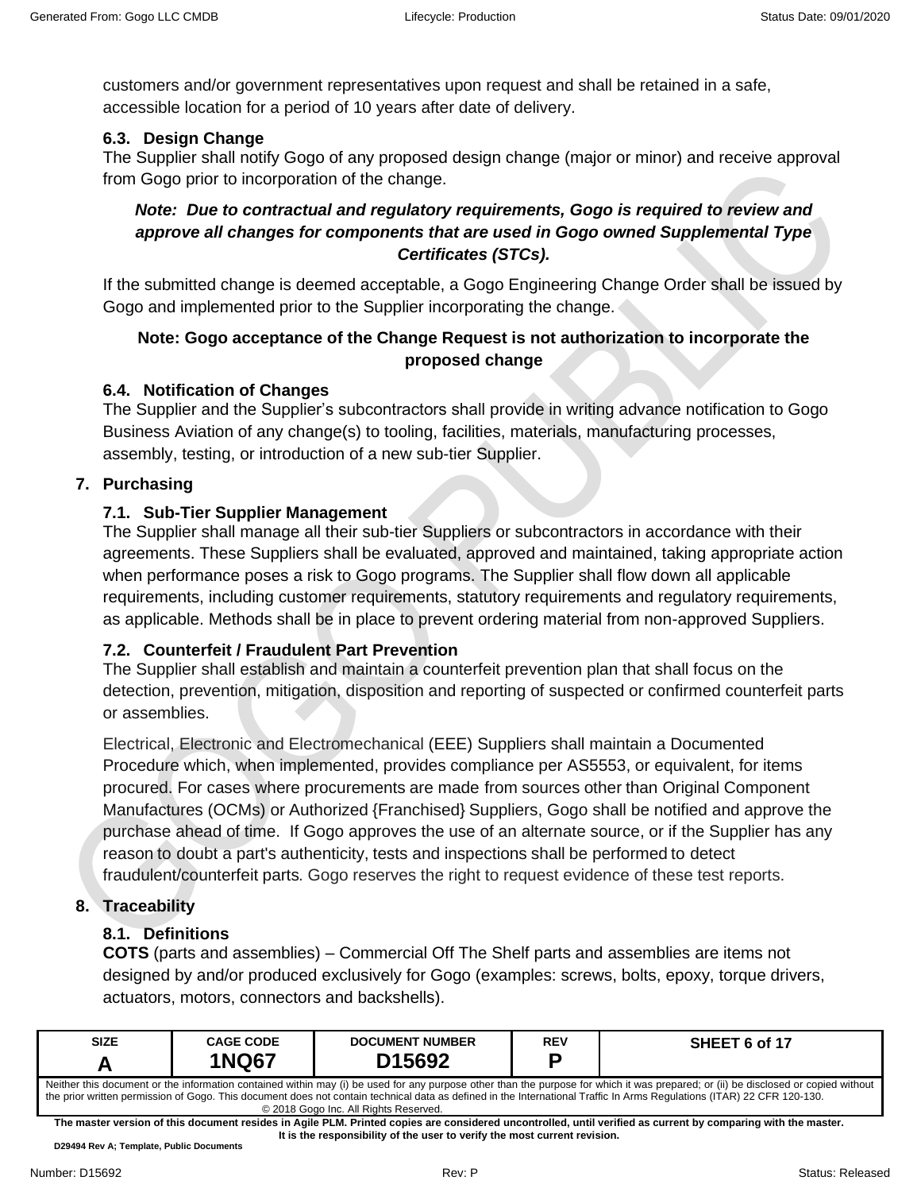customers and/or government representatives upon request and shall be retained in a safe, accessible location for a period of 10 years after date of delivery.

### 6.3. Design Change

The Supplier shall notify Gogo of any proposed design change (major or minor) and receive approval from Gogo prior to incorporation of the change.

***Note: Due to contractual and regulatory requirements, Gogo is required to review and approve all changes for components that are used in Gogo owned Supplemental Type Certificates (STCs).***

If the submitted change is deemed acceptable, a Gogo Engineering Change Order shall be issued by Gogo and implemented prior to the Supplier incorporating the change.

**Note: Gogo acceptance of the Change Request is not authorization to incorporate the proposed change**

### 6.4. Notification of Changes

The Supplier and the Supplier's subcontractors shall provide in writing advance notification to Gogo Business Aviation of any change(s) to tooling, facilities, materials, manufacturing processes, assembly, testing, or introduction of a new sub-tier Supplier.

## 7. Purchasing

### 7.1. Sub-Tier Supplier Management

The Supplier shall manage all their sub-tier Suppliers or subcontractors in accordance with their agreements. These Suppliers shall be evaluated, approved and maintained, taking appropriate action when performance poses a risk to Gogo programs. The Supplier shall flow down all applicable requirements, including customer requirements, statutory requirements and regulatory requirements, as applicable. Methods shall be in place to prevent ordering material from non-approved Suppliers.

### 7.2. Counterfeit / Fraudulent Part Prevention

The Supplier shall establish and maintain a counterfeit prevention plan that shall focus on the detection, prevention, mitigation, disposition and reporting of suspected or confirmed counterfeit parts or assemblies.

Electrical, Electronic and Electromechanical (EEE) Suppliers shall maintain a Documented Procedure which, when implemented, provides compliance per AS5553, or equivalent, for items procured. For cases where procurements are made from sources other than Original Component Manufactures (OCMs) or Authorized {Franchised} Suppliers, Gogo shall be notified and approve the purchase ahead of time. If Gogo approves the use of an alternate source, or if the Supplier has any reason to doubt a part's authenticity, tests and inspections shall be performed to detect fraudulent/counterfeit parts. Gogo reserves the right to request evidence of these test reports.

## 8. Traceability

### 8.1. Definitions

**COTS** (parts and assemblies) – Commercial Off The Shelf parts and assemblies are items not designed by and/or produced exclusively for Gogo (examples: screws, bolts, epoxy, torque drivers, actuators, motors, connectors and backshells).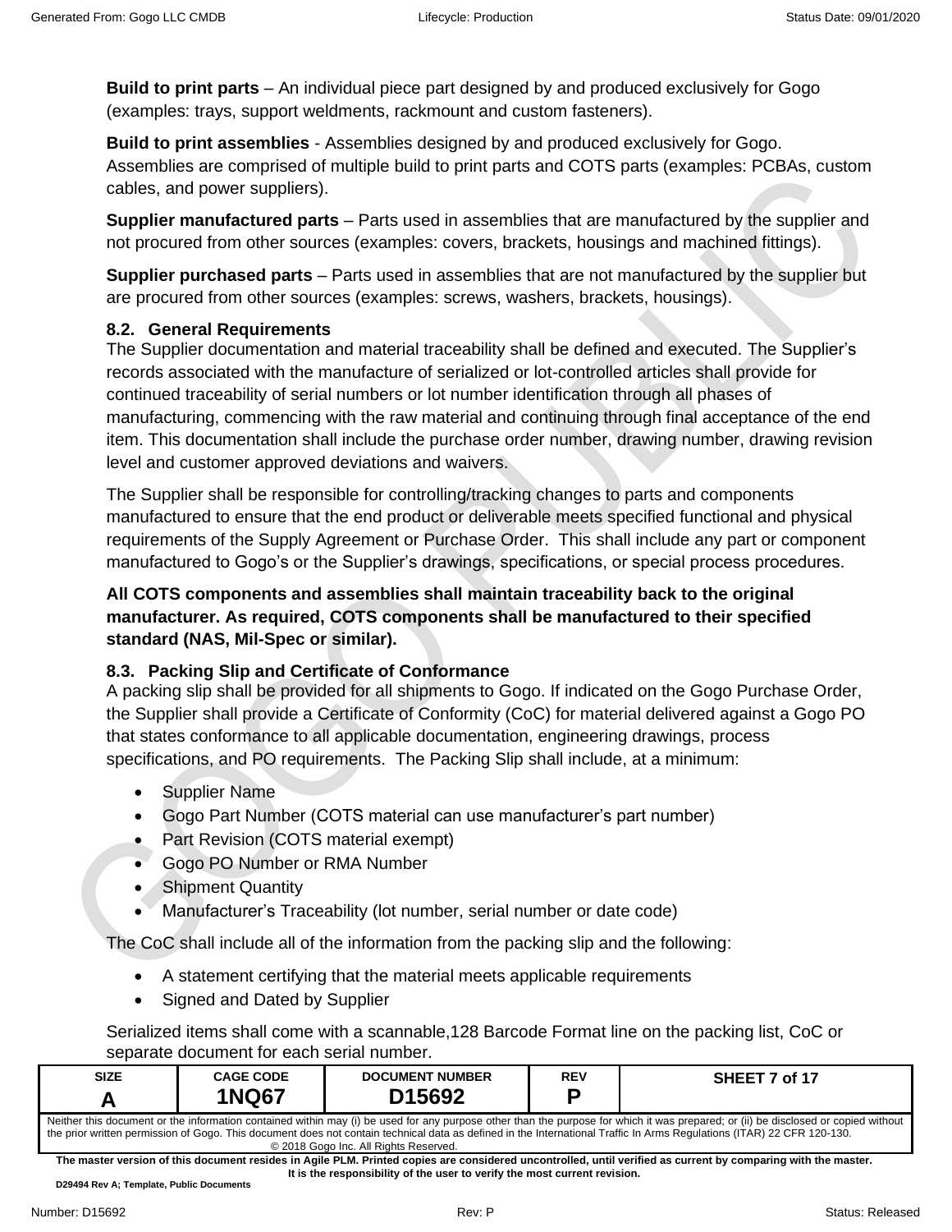**Build to print parts** – An individual piece part designed by and produced exclusively for Gogo (examples: trays, support weldments, rackmount and custom fasteners).

**Build to print assemblies** - Assemblies designed by and produced exclusively for Gogo. Assemblies are comprised of multiple build to print parts and COTS parts (examples: PCBAs, custom cables, and power suppliers).

**Supplier manufactured parts** – Parts used in assemblies that are manufactured by the supplier and not procured from other sources (examples: covers, brackets, housings and machined fittings).

**Supplier purchased parts** – Parts used in assemblies that are not manufactured by the supplier but are procured from other sources (examples: screws, washers, brackets, housings).

### 8.2. General Requirements

The Supplier documentation and material traceability shall be defined and executed. The Supplier's records associated with the manufacture of serialized or lot-controlled articles shall provide for continued traceability of serial numbers or lot number identification through all phases of manufacturing, commencing with the raw material and continuing through final acceptance of the end item. This documentation shall include the purchase order number, drawing number, drawing revision level and customer approved deviations and waivers.

The Supplier shall be responsible for controlling/tracking changes to parts and components manufactured to ensure that the end product or deliverable meets specified functional and physical requirements of the Supply Agreement or Purchase Order. This shall include any part or component manufactured to Gogo's or the Supplier's drawings, specifications, or special process procedures.

**All COTS components and assemblies shall maintain traceability back to the original manufacturer. As required, COTS components shall be manufactured to their specified standard (NAS, Mil-Spec or similar).**

### 8.3. Packing Slip and Certificate of Conformance

A packing slip shall be provided for all shipments to Gogo. If indicated on the Gogo Purchase Order, the Supplier shall provide a Certificate of Conformity (CoC) for material delivered against a Gogo PO that states conformance to all applicable documentation, engineering drawings, process specifications, and PO requirements. The Packing Slip shall include, at a minimum:

- Supplier Name
- Gogo Part Number (COTS material can use manufacturer's part number)
- Part Revision (COTS material exempt)
- Gogo PO Number or RMA Number
- Shipment Quantity
- Manufacturer's Traceability (lot number, serial number or date code)

The CoC shall include all of the information from the packing slip and the following:

- A statement certifying that the material meets applicable requirements
- Signed and Dated by Supplier

Serialized items shall come with a scannable,128 Barcode Format line on the packing list, CoC or separate document for each serial number.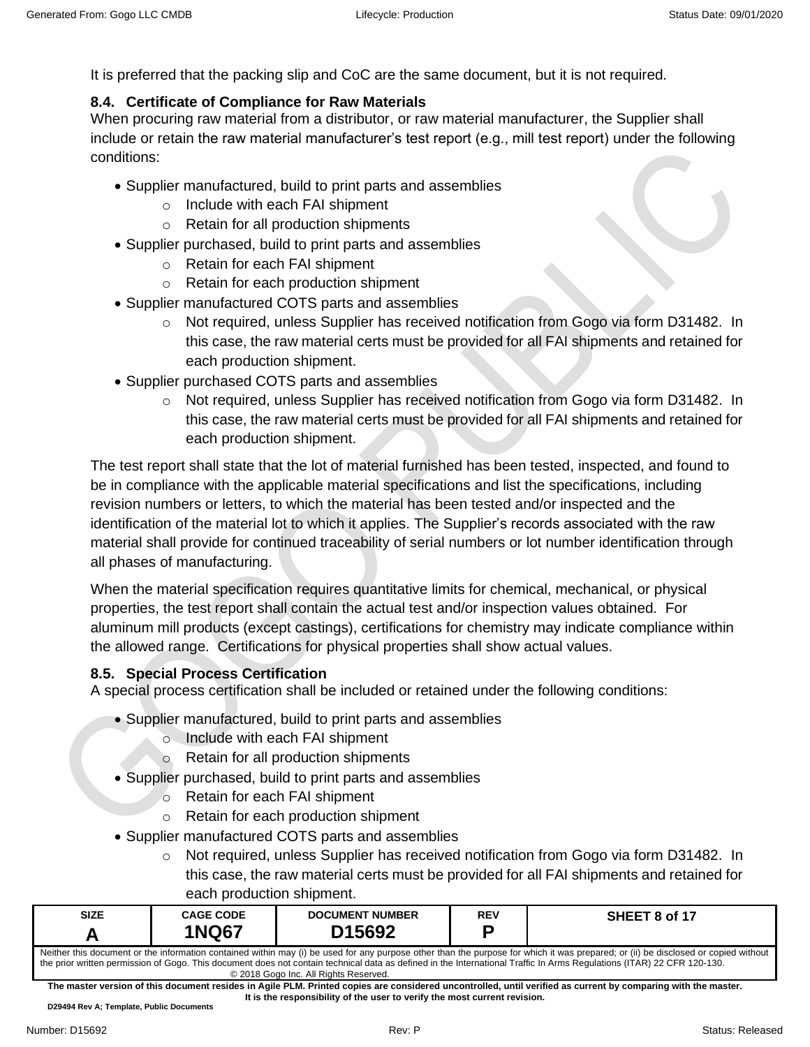It is preferred that the packing slip and CoC are the same document, but it is not required.

### 8.4. Certificate of Compliance for Raw Materials

When procuring raw material from a distributor, or raw material manufacturer, the Supplier shall include or retain the raw material manufacturer's test report (e.g., mill test report) under the following conditions:

- Supplier manufactured, build to print parts and assemblies
  - Include with each FAI shipment
  - Retain for all production shipments
- Supplier purchased, build to print parts and assemblies
  - Retain for each FAI shipment
  - Retain for each production shipment
- Supplier manufactured COTS parts and assemblies
  - Not required, unless Supplier has received notification from Gogo via form D31482. In this case, the raw material certs must be provided for all FAI shipments and retained for each production shipment.
- Supplier purchased COTS parts and assemblies
  - Not required, unless Supplier has received notification from Gogo via form D31482. In this case, the raw material certs must be provided for all FAI shipments and retained for each production shipment.

The test report shall state that the lot of material furnished has been tested, inspected, and found to be in compliance with the applicable material specifications and list the specifications, including revision numbers or letters, to which the material has been tested and/or inspected and the identification of the material lot to which it applies. The Supplier's records associated with the raw material shall provide for continued traceability of serial numbers or lot number identification through all phases of manufacturing.

When the material specification requires quantitative limits for chemical, mechanical, or physical properties, the test report shall contain the actual test and/or inspection values obtained. For aluminum mill products (except castings), certifications for chemistry may indicate compliance within the allowed range. Certifications for physical properties shall show actual values.

### 8.5. Special Process Certification

A special process certification shall be included or retained under the following conditions:

- Supplier manufactured, build to print parts and assemblies
  - Include with each FAI shipment
  - Retain for all production shipments
- Supplier purchased, build to print parts and assemblies
  - Retain for each FAI shipment
  - Retain for each production shipment
- Supplier manufactured COTS parts and assemblies
  - Not required, unless Supplier has received notification from Gogo via form D31482. In this case, the raw material certs must be provided for all FAI shipments and retained for each production shipment.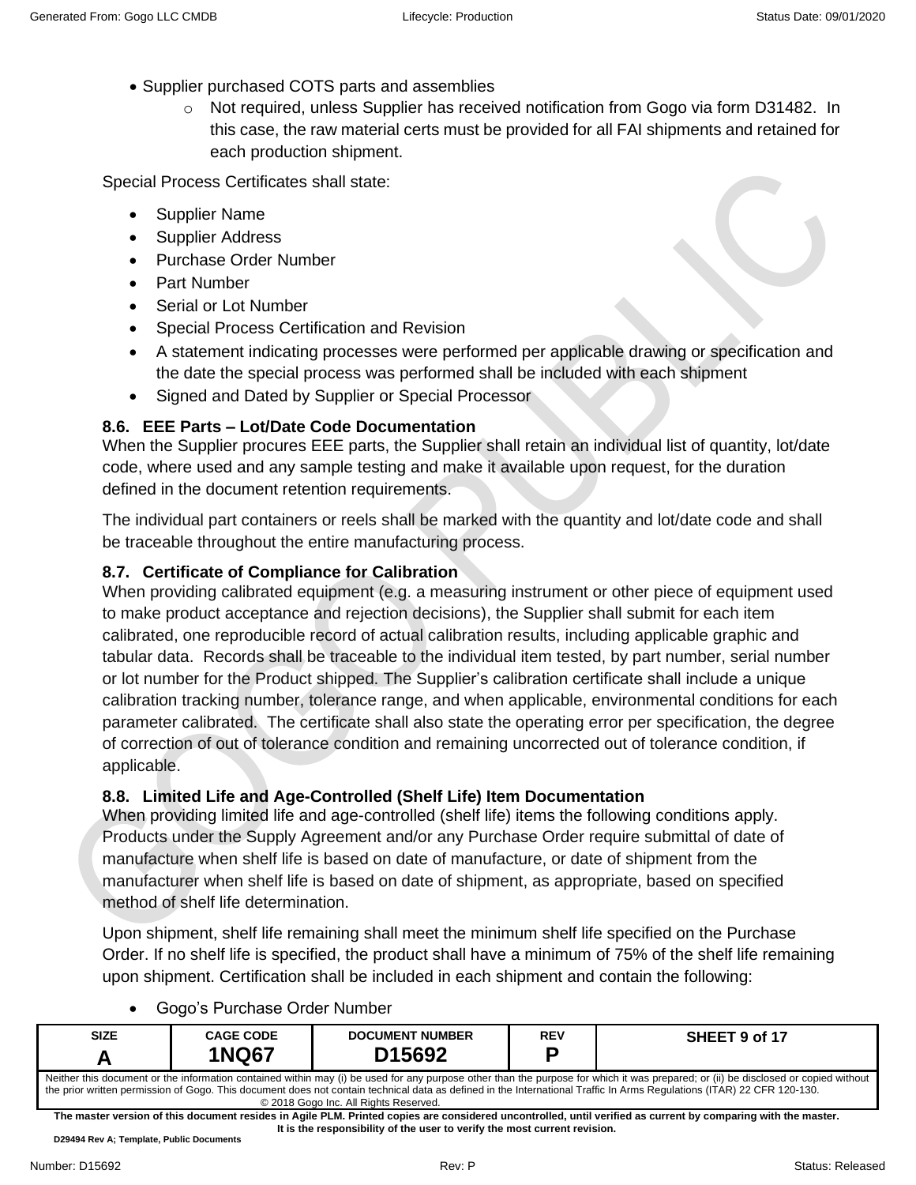- Supplier purchased COTS parts and assemblies
    - Not required, unless Supplier has received notification from Gogo via form D31482. In this case, the raw material certs must be provided for all FAI shipments and retained for each production shipment.

Special Process Certificates shall state:

- Supplier Name
- Supplier Address
- Purchase Order Number
- Part Number
- Serial or Lot Number
- Special Process Certification and Revision
- A statement indicating processes were performed per applicable drawing or specification and the date the special process was performed shall be included with each shipment
- Signed and Dated by Supplier or Special Processor

### 8.6. EEE Parts – Lot/Date Code Documentation

When the Supplier procures EEE parts, the Supplier shall retain an individual list of quantity, lot/date code, where used and any sample testing and make it available upon request, for the duration defined in the document retention requirements.

The individual part containers or reels shall be marked with the quantity and lot/date code and shall be traceable throughout the entire manufacturing process.

### 8.7. Certificate of Compliance for Calibration

When providing calibrated equipment (e.g. a measuring instrument or other piece of equipment used to make product acceptance and rejection decisions), the Supplier shall submit for each item calibrated, one reproducible record of actual calibration results, including applicable graphic and tabular data. Records shall be traceable to the individual item tested, by part number, serial number or lot number for the Product shipped. The Supplier's calibration certificate shall include a unique calibration tracking number, tolerance range, and when applicable, environmental conditions for each parameter calibrated. The certificate shall also state the operating error per specification, the degree of correction of out of tolerance condition and remaining uncorrected out of tolerance condition, if applicable.

### 8.8. Limited Life and Age-Controlled (Shelf Life) Item Documentation

When providing limited life and age-controlled (shelf life) items the following conditions apply. Products under the Supply Agreement and/or any Purchase Order require submittal of date of manufacture when shelf life is based on date of manufacture, or date of shipment from the manufacturer when shelf life is based on date of shipment, as appropriate, based on specified method of shelf life determination.

Upon shipment, shelf life remaining shall meet the minimum shelf life specified on the Purchase Order. If no shelf life is specified, the product shall have a minimum of 75% of the shelf life remaining upon shipment. Certification shall be included in each shipment and contain the following:

- Gogo's Purchase Order Number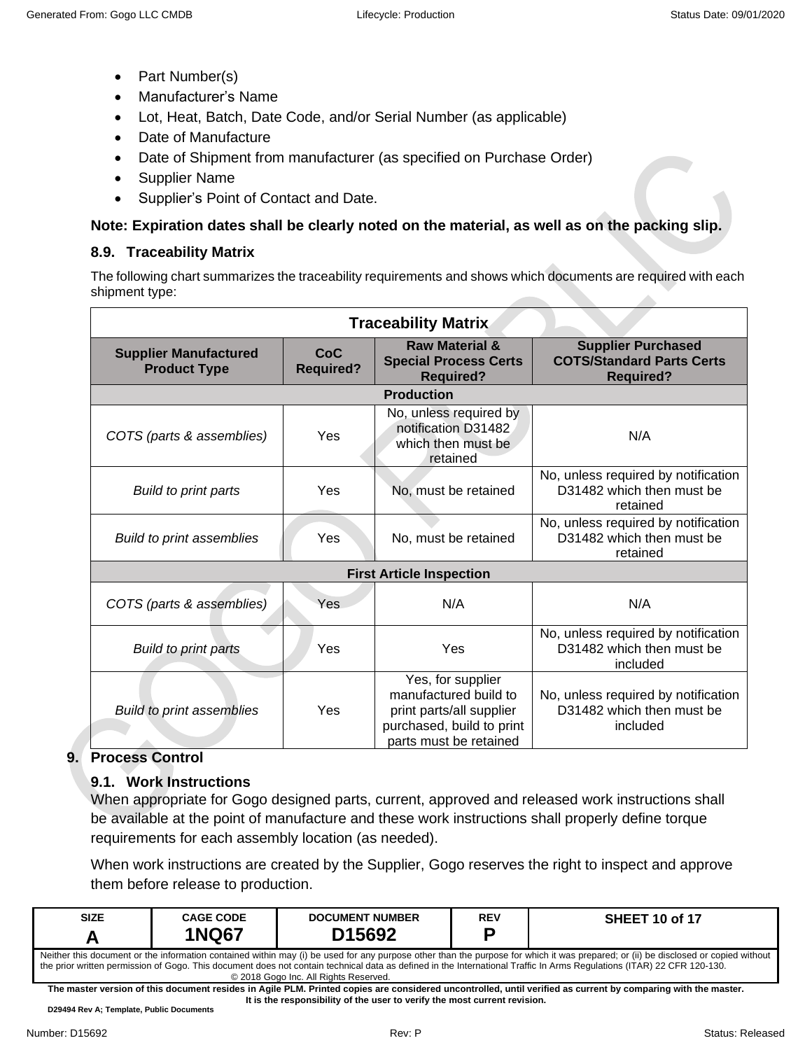- Part Number(s)
- Manufacturer's Name
- Lot, Heat, Batch, Date Code, and/or Serial Number (as applicable)
- Date of Manufacture
- Date of Shipment from manufacturer (as specified on Purchase Order)
- Supplier Name
- Supplier's Point of Contact and Date.

**Note: Expiration dates shall be clearly noted on the material, as well as on the packing slip.**

### 8.9. Traceability Matrix

The following chart summarizes the traceability requirements and shows which documents are required with each shipment type:

| Supplier Manufactured Product Type | CoC Required? | Raw Material & Special Process Certs Required? | Supplier Purchased COTS/Standard Parts Certs Required? |
|---|---|---|---|
| **Production** | | | |
| *COTS (parts & assemblies)* | Yes | No, unless required by notification D31482 which then must be retained | N/A |
| *Build to print parts* | Yes | No, must be retained | No, unless required by notification D31482 which then must be retained |
| *Build to print assemblies* | Yes | No, must be retained | No, unless required by notification D31482 which then must be retained |
| **First Article Inspection** | | | |
| *COTS (parts & assemblies)* | Yes | N/A | N/A |
| *Build to print parts* | Yes | Yes | No, unless required by notification D31482 which then must be included |
| *Build to print assemblies* | Yes | Yes, for supplier manufactured build to print parts/all supplier purchased, build to print parts must be retained | No, unless required by notification D31482 which then must be included |

## 9. Process Control

### 9.1. Work Instructions

When appropriate for Gogo designed parts, current, approved and released work instructions shall be available at the point of manufacture and these work instructions shall properly define torque requirements for each assembly location (as needed).

When work instructions are created by the Supplier, Gogo reserves the right to inspect and approve them before release to production.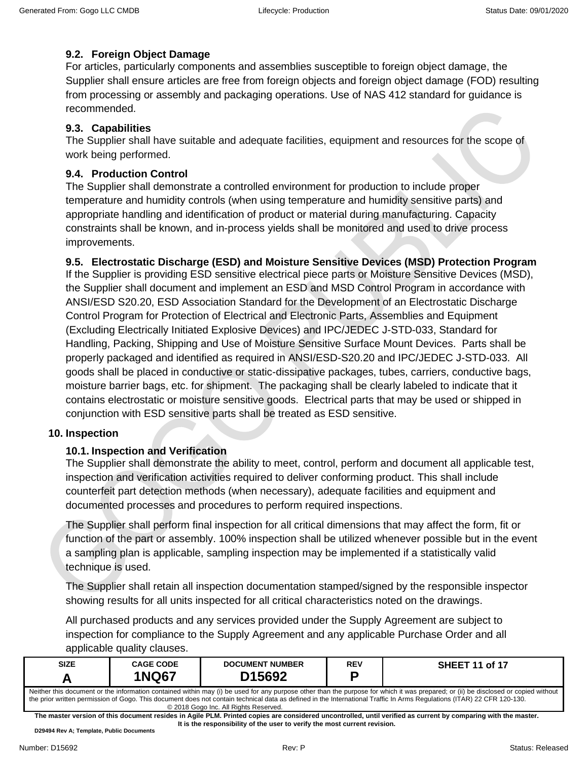### 9.2. Foreign Object Damage

For articles, particularly components and assemblies susceptible to foreign object damage, the Supplier shall ensure articles are free from foreign objects and foreign object damage (FOD) resulting from processing or assembly and packaging operations. Use of NAS 412 standard for guidance is recommended.

### 9.3. Capabilities

The Supplier shall have suitable and adequate facilities, equipment and resources for the scope of work being performed.

### 9.4. Production Control

The Supplier shall demonstrate a controlled environment for production to include proper temperature and humidity controls (when using temperature and humidity sensitive parts) and appropriate handling and identification of product or material during manufacturing. Capacity constraints shall be known, and in-process yields shall be monitored and used to drive process improvements.

### 9.5. Electrostatic Discharge (ESD) and Moisture Sensitive Devices (MSD) Protection Program

If the Supplier is providing ESD sensitive electrical piece parts or Moisture Sensitive Devices (MSD), the Supplier shall document and implement an ESD and MSD Control Program in accordance with ANSI/ESD S20.20, ESD Association Standard for the Development of an Electrostatic Discharge Control Program for Protection of Electrical and Electronic Parts, Assemblies and Equipment (Excluding Electrically Initiated Explosive Devices) and IPC/JEDEC J-STD-033, Standard for Handling, Packing, Shipping and Use of Moisture Sensitive Surface Mount Devices. Parts shall be properly packaged and identified as required in ANSI/ESD-S20.20 and IPC/JEDEC J-STD-033. All goods shall be placed in conductive or static-dissipative packages, tubes, carriers, conductive bags, moisture barrier bags, etc. for shipment. The packaging shall be clearly labeled to indicate that it contains electrostatic or moisture sensitive goods. Electrical parts that may be used or shipped in conjunction with ESD sensitive parts shall be treated as ESD sensitive.

## 10. Inspection

### 10.1. Inspection and Verification

The Supplier shall demonstrate the ability to meet, control, perform and document all applicable test, inspection and verification activities required to deliver conforming product. This shall include counterfeit part detection methods (when necessary), adequate facilities and equipment and documented processes and procedures to perform required inspections.

The Supplier shall perform final inspection for all critical dimensions that may affect the form, fit or function of the part or assembly. 100% inspection shall be utilized whenever possible but in the event a sampling plan is applicable, sampling inspection may be implemented if a statistically valid technique is used.

The Supplier shall retain all inspection documentation stamped/signed by the responsible inspector showing results for all units inspected for all critical characteristics noted on the drawings.

All purchased products and any services provided under the Supply Agreement are subject to inspection for compliance to the Supply Agreement and any applicable Purchase Order and all applicable quality clauses.

| SIZE | CAGE CODE | DOCUMENT NUMBER | REV | SHEET 11 of 17 |
|---|---|---|---|---|
| A | 1NQ67 | D15692 | P | |

Neither this document or the information contained within may (i) be used for any purpose other than the purpose for which it was prepared; or (ii) be disclosed or copied without the prior written permission of Gogo. This document does not contain technical data as defined in the International Traffic In Arms Regulations (ITAR) 22 CFR 120-130. © 2018 Gogo Inc. All Rights Reserved.

**The master version of this document resides in Agile PLM. Printed copies are considered uncontrolled, until verified as current by comparing with the master. It is the responsibility of the user to verify the most current revision.**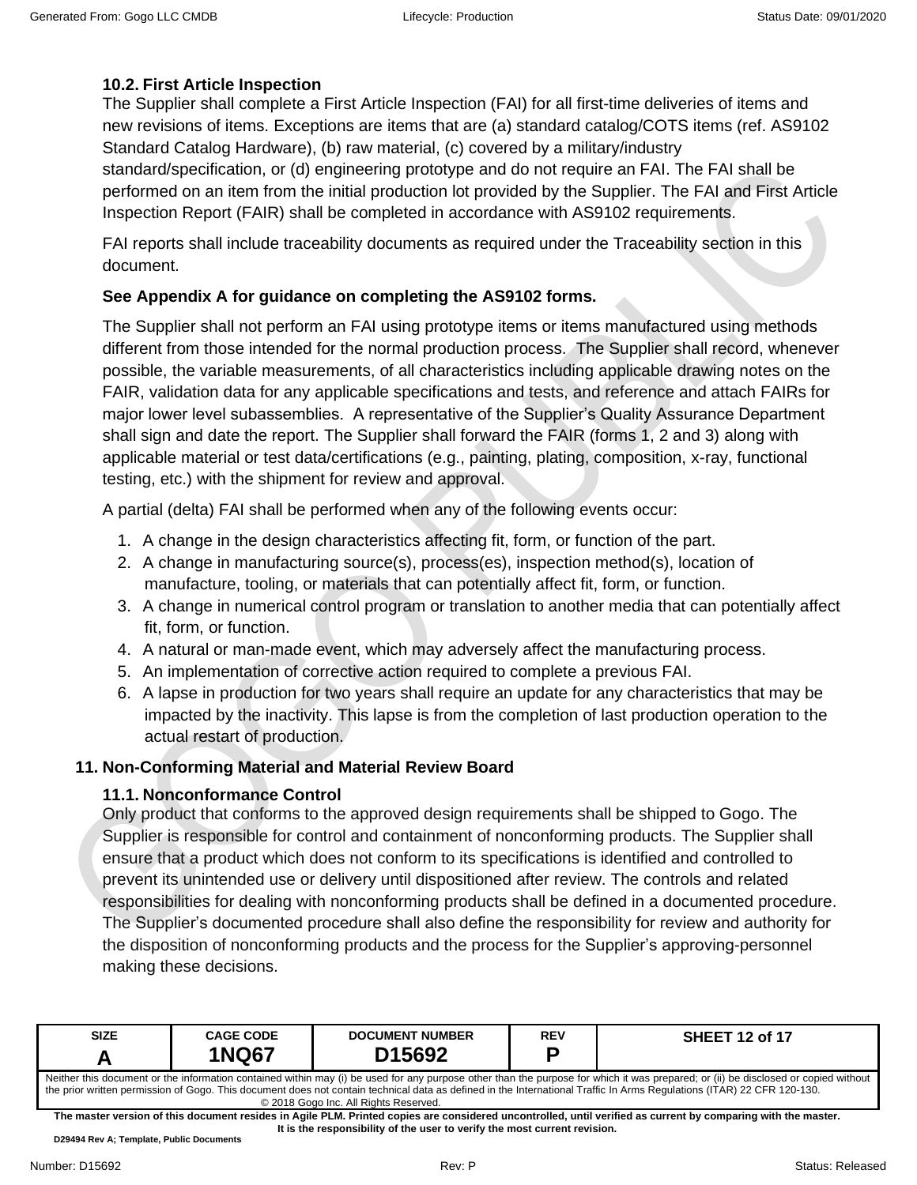### 10.2. First Article Inspection

The Supplier shall complete a First Article Inspection (FAI) for all first-time deliveries of items and new revisions of items. Exceptions are items that are (a) standard catalog/COTS items (ref. AS9102 Standard Catalog Hardware), (b) raw material, (c) covered by a military/industry standard/specification, or (d) engineering prototype and do not require an FAI. The FAI shall be performed on an item from the initial production lot provided by the Supplier. The FAI and First Article Inspection Report (FAIR) shall be completed in accordance with AS9102 requirements.

FAI reports shall include traceability documents as required under the Traceability section in this document.

**See Appendix A for guidance on completing the AS9102 forms.**

The Supplier shall not perform an FAI using prototype items or items manufactured using methods different from those intended for the normal production process. The Supplier shall record, whenever possible, the variable measurements, of all characteristics including applicable drawing notes on the FAIR, validation data for any applicable specifications and tests, and reference and attach FAIRs for major lower level subassemblies. A representative of the Supplier's Quality Assurance Department shall sign and date the report. The Supplier shall forward the FAIR (forms 1, 2 and 3) along with applicable material or test data/certifications (e.g., painting, plating, composition, x-ray, functional testing, etc.) with the shipment for review and approval.

A partial (delta) FAI shall be performed when any of the following events occur:

1. A change in the design characteristics affecting fit, form, or function of the part.
2. A change in manufacturing source(s), process(es), inspection method(s), location of manufacture, tooling, or materials that can potentially affect fit, form, or function.
3. A change in numerical control program or translation to another media that can potentially affect fit, form, or function.
4. A natural or man-made event, which may adversely affect the manufacturing process.
5. An implementation of corrective action required to complete a previous FAI.
6. A lapse in production for two years shall require an update for any characteristics that may be impacted by the inactivity. This lapse is from the completion of last production operation to the actual restart of production.

## 11. Non-Conforming Material and Material Review Board

### 11.1. Nonconformance Control

Only product that conforms to the approved design requirements shall be shipped to Gogo. The Supplier is responsible for control and containment of nonconforming products. The Supplier shall ensure that a product which does not conform to its specifications is identified and controlled to prevent its unintended use or delivery until dispositioned after review. The controls and related responsibilities for dealing with nonconforming products shall be defined in a documented procedure. The Supplier's documented procedure shall also define the responsibility for review and authority for the disposition of nonconforming products and the process for the Supplier's approving-personnel making these decisions.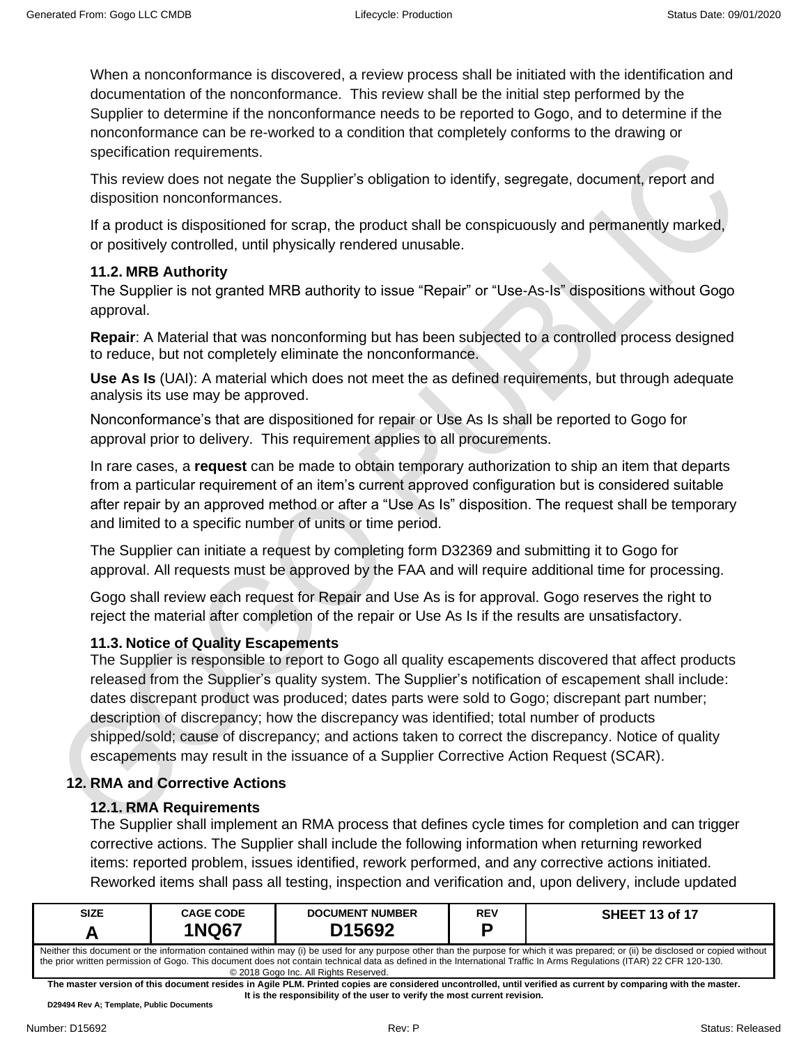When a nonconformance is discovered, a review process shall be initiated with the identification and documentation of the nonconformance. This review shall be the initial step performed by the Supplier to determine if the nonconformance needs to be reported to Gogo, and to determine if the nonconformance can be re-worked to a condition that completely conforms to the drawing or specification requirements.

This review does not negate the Supplier's obligation to identify, segregate, document, report and disposition nonconformances.

If a product is dispositioned for scrap, the product shall be conspicuously and permanently marked, or positively controlled, until physically rendered unusable.

### 11.2. MRB Authority

The Supplier is not granted MRB authority to issue "Repair" or "Use-As-Is" dispositions without Gogo approval.

**Repair**: A Material that was nonconforming but has been subjected to a controlled process designed to reduce, but not completely eliminate the nonconformance.

**Use As Is** (UAI): A material which does not meet the as defined requirements, but through adequate analysis its use may be approved.

Nonconformance's that are dispositioned for repair or Use As Is shall be reported to Gogo for approval prior to delivery. This requirement applies to all procurements.

In rare cases, a **request** can be made to obtain temporary authorization to ship an item that departs from a particular requirement of an item's current approved configuration but is considered suitable after repair by an approved method or after a "Use As Is" disposition. The request shall be temporary and limited to a specific number of units or time period.

The Supplier can initiate a request by completing form D32369 and submitting it to Gogo for approval. All requests must be approved by the FAA and will require additional time for processing.

Gogo shall review each request for Repair and Use As is for approval. Gogo reserves the right to reject the material after completion of the repair or Use As Is if the results are unsatisfactory.

### 11.3. Notice of Quality Escapements

The Supplier is responsible to report to Gogo all quality escapements discovered that affect products released from the Supplier's quality system. The Supplier's notification of escapement shall include: dates discrepant product was produced; dates parts were sold to Gogo; discrepant part number; description of discrepancy; how the discrepancy was identified; total number of products shipped/sold; cause of discrepancy; and actions taken to correct the discrepancy. Notice of quality escapements may result in the issuance of a Supplier Corrective Action Request (SCAR).

## 12. RMA and Corrective Actions

### 12.1. RMA Requirements

The Supplier shall implement an RMA process that defines cycle times for completion and can trigger corrective actions. The Supplier shall include the following information when returning reworked items: reported problem, issues identified, rework performed, and any corrective actions initiated. Reworked items shall pass all testing, inspection and verification and, upon delivery, include updated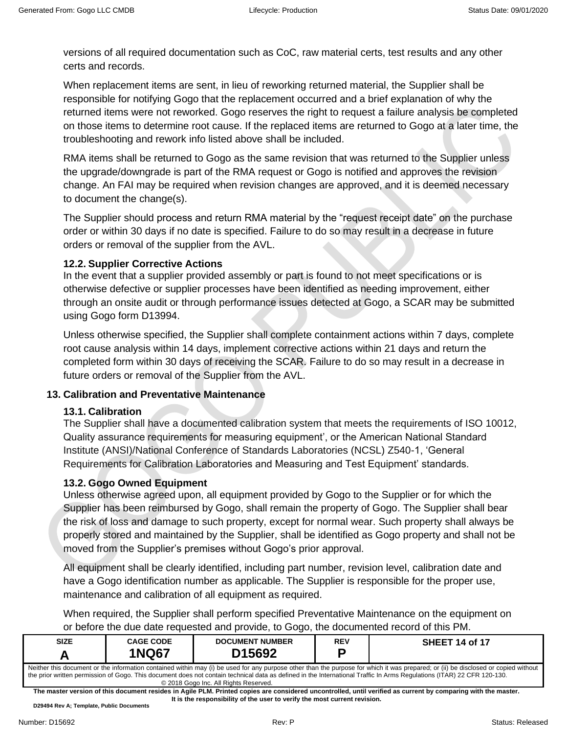versions of all required documentation such as CoC, raw material certs, test results and any other certs and records.

When replacement items are sent, in lieu of reworking returned material, the Supplier shall be responsible for notifying Gogo that the replacement occurred and a brief explanation of why the returned items were not reworked. Gogo reserves the right to request a failure analysis be completed on those items to determine root cause. If the replaced items are returned to Gogo at a later time, the troubleshooting and rework info listed above shall be included.

RMA items shall be returned to Gogo as the same revision that was returned to the Supplier unless the upgrade/downgrade is part of the RMA request or Gogo is notified and approves the revision change. An FAI may be required when revision changes are approved, and it is deemed necessary to document the change(s).

The Supplier should process and return RMA material by the “request receipt date” on the purchase order or within 30 days if no date is specified. Failure to do so may result in a decrease in future orders or removal of the supplier from the AVL.

### 12.2. Supplier Corrective Actions

In the event that a supplier provided assembly or part is found to not meet specifications or is otherwise defective or supplier processes have been identified as needing improvement, either through an onsite audit or through performance issues detected at Gogo, a SCAR may be submitted using Gogo form D13994.

Unless otherwise specified, the Supplier shall complete containment actions within 7 days, complete root cause analysis within 14 days, implement corrective actions within 21 days and return the completed form within 30 days of receiving the SCAR. Failure to do so may result in a decrease in future orders or removal of the Supplier from the AVL.

## 13. Calibration and Preventative Maintenance

### 13.1. Calibration

The Supplier shall have a documented calibration system that meets the requirements of ISO 10012, Quality assurance requirements for measuring equipment’, or the American National Standard Institute (ANSI)/National Conference of Standards Laboratories (NCSL) Z540-1, ‘General Requirements for Calibration Laboratories and Measuring and Test Equipment’ standards.

### 13.2. Gogo Owned Equipment

Unless otherwise agreed upon, all equipment provided by Gogo to the Supplier or for which the Supplier has been reimbursed by Gogo, shall remain the property of Gogo. The Supplier shall bear the risk of loss and damage to such property, except for normal wear. Such property shall always be properly stored and maintained by the Supplier, shall be identified as Gogo property and shall not be moved from the Supplier’s premises without Gogo’s prior approval.

All equipment shall be clearly identified, including part number, revision level, calibration date and have a Gogo identification number as applicable. The Supplier is responsible for the proper use, maintenance and calibration of all equipment as required.

When required, the Supplier shall perform specified Preventative Maintenance on the equipment on or before the due date requested and provide, to Gogo, the documented record of this PM.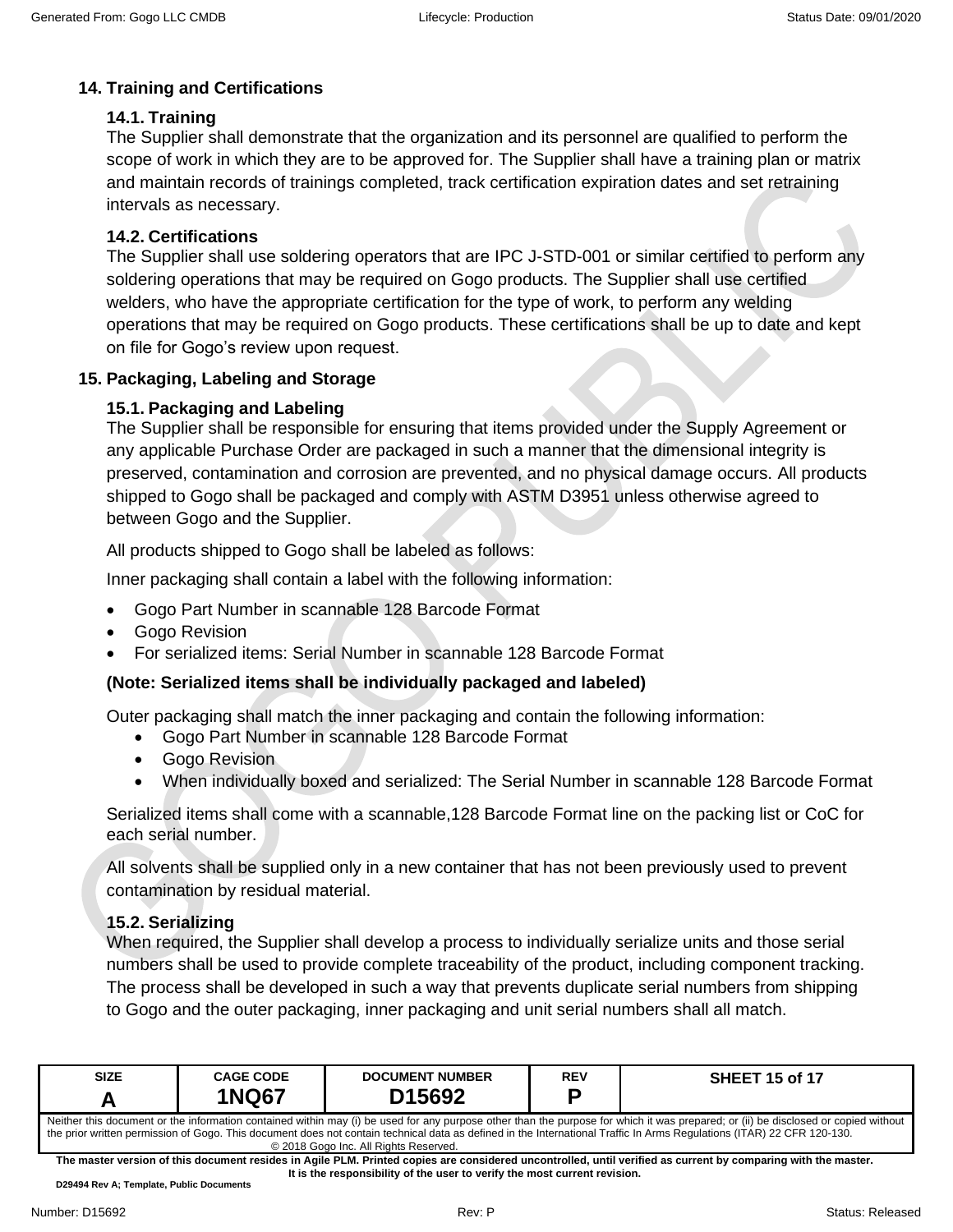## 14. Training and Certifications

### 14.1. Training

The Supplier shall demonstrate that the organization and its personnel are qualified to perform the scope of work in which they are to be approved for. The Supplier shall have a training plan or matrix and maintain records of trainings completed, track certification expiration dates and set retraining intervals as necessary.

### 14.2. Certifications

The Supplier shall use soldering operators that are IPC J-STD-001 or similar certified to perform any soldering operations that may be required on Gogo products. The Supplier shall use certified welders, who have the appropriate certification for the type of work, to perform any welding operations that may be required on Gogo products. These certifications shall be up to date and kept on file for Gogo's review upon request.

## 15. Packaging, Labeling and Storage

### 15.1. Packaging and Labeling

The Supplier shall be responsible for ensuring that items provided under the Supply Agreement or any applicable Purchase Order are packaged in such a manner that the dimensional integrity is preserved, contamination and corrosion are prevented, and no physical damage occurs. All products shipped to Gogo shall be packaged and comply with ASTM D3951 unless otherwise agreed to between Gogo and the Supplier.

All products shipped to Gogo shall be labeled as follows:

Inner packaging shall contain a label with the following information:

- Gogo Part Number in scannable 128 Barcode Format
- Gogo Revision
- For serialized items: Serial Number in scannable 128 Barcode Format

**(Note: Serialized items shall be individually packaged and labeled)**

Outer packaging shall match the inner packaging and contain the following information:

- Gogo Part Number in scannable 128 Barcode Format
- Gogo Revision
- When individually boxed and serialized: The Serial Number in scannable 128 Barcode Format

Serialized items shall come with a scannable,128 Barcode Format line on the packing list or CoC for each serial number.

All solvents shall be supplied only in a new container that has not been previously used to prevent contamination by residual material.

### 15.2. Serializing

When required, the Supplier shall develop a process to individually serialize units and those serial numbers shall be used to provide complete traceability of the product, including component tracking. The process shall be developed in such a way that prevents duplicate serial numbers from shipping to Gogo and the outer packaging, inner packaging and unit serial numbers shall all match.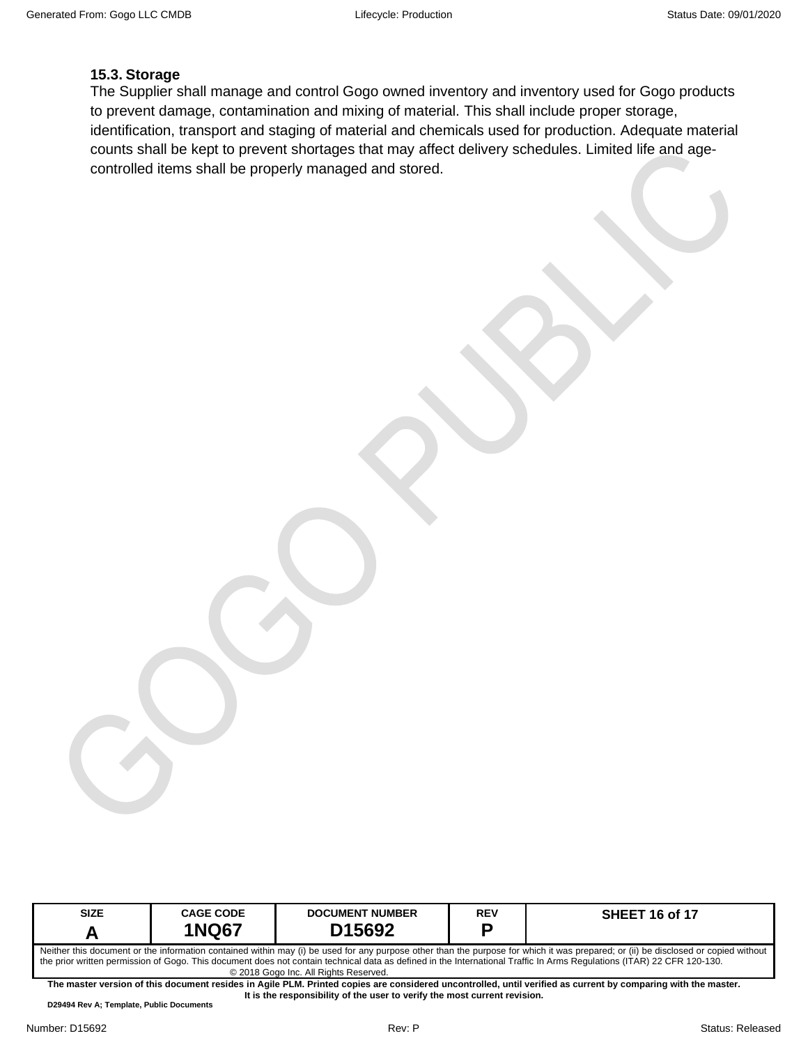### 15.3. Storage

The Supplier shall manage and control Gogo owned inventory and inventory used for Gogo products to prevent damage, contamination and mixing of material. This shall include proper storage, identification, transport and staging of material and chemicals used for production. Adequate material counts shall be kept to prevent shortages that may affect delivery schedules. Limited life and age-controlled items shall be properly managed and stored.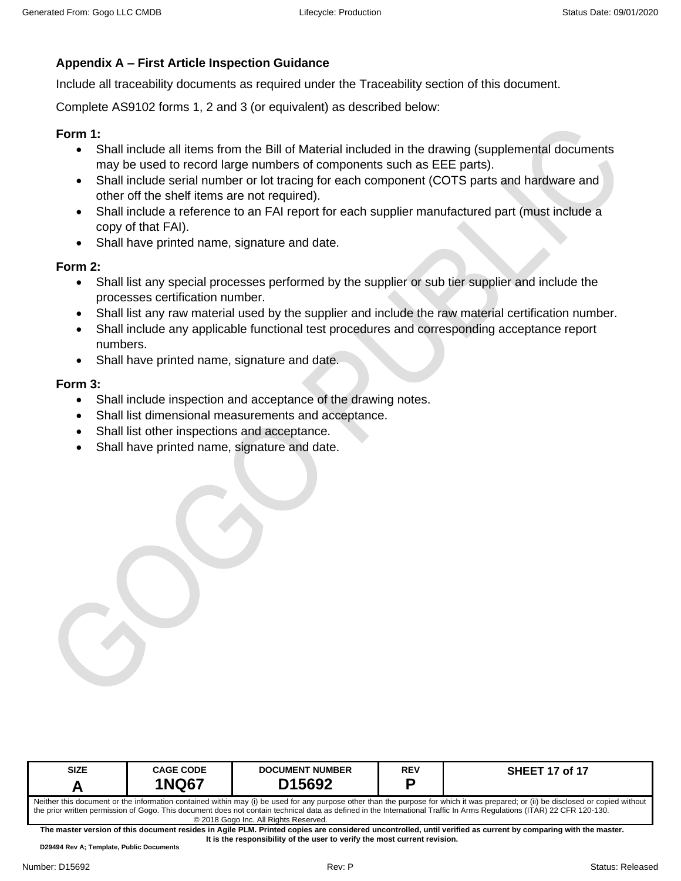## Appendix A – First Article Inspection Guidance

Include all traceability documents as required under the Traceability section of this document.

Complete AS9102 forms 1, 2 and 3 (or equivalent) as described below:

**Form 1:**

- Shall include all items from the Bill of Material included in the drawing (supplemental documents may be used to record large numbers of components such as EEE parts).
- Shall include serial number or lot tracing for each component (COTS parts and hardware and other off the shelf items are not required).
- Shall include a reference to an FAI report for each supplier manufactured part (must include a copy of that FAI).
- Shall have printed name, signature and date.

**Form 2:**

- Shall list any special processes performed by the supplier or sub tier supplier and include the processes certification number.
- Shall list any raw material used by the supplier and include the raw material certification number.
- Shall include any applicable functional test procedures and corresponding acceptance report numbers.
- Shall have printed name, signature and date.

**Form 3:**

- Shall include inspection and acceptance of the drawing notes.
- Shall list dimensional measurements and acceptance.
- Shall list other inspections and acceptance.
- Shall have printed name, signature and date.